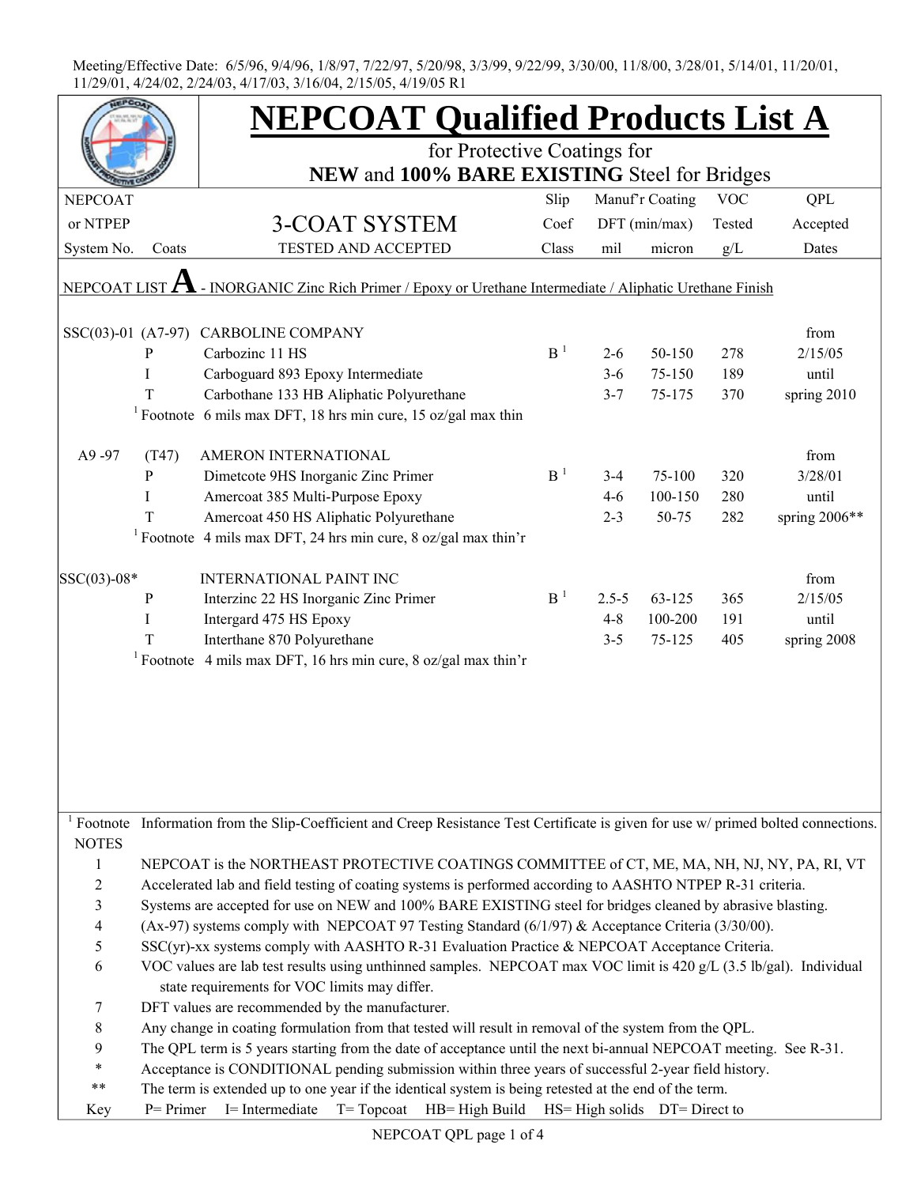Meeting/Effective Date: 6/5/96, 9/4/96, 1/8/97, 7/22/97, 5/20/98, 3/3/99, 9/22/99, 3/30/00, 11/8/00, 3/28/01, 5/14/01, 11/20/01, 11/29/01, 4/24/02, 2/24/03, 4/17/03, 3/16/04, 2/15/05, 4/19/05 R1

# NEPCOAT Qualified Products List A

for Protective Coatings for

**NEW** and **100% BARE EXISTING** Steel for Bridges

| NEPCOAT or NTPEP System No. | Coats | 3-COAT SYSTEM TESTED AND ACCEPTED | Slip Coef Class | Manuf'r Coating DFT (min/max) mil | micron | VOC Tested g/L | QPL Accepted Dates |
|---|---|---|---|---|---|---|---|
| NEPCOAT LIST **A** - INORGANIC Zinc Rich Primer / Epoxy or Urethane Intermediate / Aliphatic Urethane Finish | | | | | | | |
| SSC(03)-01 | (A7-97) | CARBOLINE COMPANY | | | | | from |
| | P | Carbozinc 11 HS | B [1] | 2-6 | 50-150 | 278 | 2/15/05 |
| | I | Carboguard 893 Epoxy Intermediate | | 3-6 | 75-150 | 189 | until |
| | T | Carbothane 133 HB Aliphatic Polyurethane | | 3-7 | 75-175 | 370 | spring 2010 |
| | [1] Footnote | 6 mils max DFT, 18 hrs min cure, 15 oz/gal max thin | | | | | |
| A9 -97 | (T47) | AMERON INTERNATIONAL | | | | | from |
| | P | Dimetcote 9HS Inorganic Zinc Primer | B [1] | 3-4 | 75-100 | 320 | 3/28/01 |
| | I | Amercoat 385 Multi-Purpose Epoxy | | 4-6 | 100-150 | 280 | until |
| | T | Amercoat 450 HS Aliphatic Polyurethane | | 2-3 | 50-75 | 282 | spring 2006** |
| | [1] Footnote | 4 mils max DFT, 24 hrs min cure, 8 oz/gal max thin'r | | | | | |
| SSC(03)-08* | | INTERNATIONAL PAINT INC | | | | | from |
| | P | Interzinc 22 HS Inorganic Zinc Primer | B [1] | 2.5-5 | 63-125 | 365 | 2/15/05 |
| | I | Intergard 475 HS Epoxy | | 4-8 | 100-200 | 191 | until |
| | T | Interthane 870 Polyurethane | | 3-5 | 75-125 | 405 | spring 2008 |
| | [1] Footnote | 4 mils max DFT, 16 hrs min cure, 8 oz/gal max thin'r | | | | | |

[1] Footnote Information from the Slip-Coefficient and Creep Resistance Test Certificate is given for use w/ primed bolted connections.

NOTES

1. NEPCOAT is the NORTHEAST PROTECTIVE COATINGS COMMITTEE of CT, ME, MA, NH, NJ, NY, PA, RI, VT
2. Accelerated lab and field testing of coating systems is performed according to AASHTO NTPEP R-31 criteria.
3. Systems are accepted for use on NEW and 100% BARE EXISTING steel for bridges cleaned by abrasive blasting.
4. (Ax-97) systems comply with NEPCOAT 97 Testing Standard (6/1/97) & Acceptance Criteria (3/30/00).
5. SSC(yr)-xx systems comply with AASHTO R-31 Evaluation Practice & NEPCOAT Acceptance Criteria.
6. VOC values are lab test results using unthinned samples. NEPCOAT max VOC limit is 420 g/L (3.5 lb/gal). Individual state requirements for VOC limits may differ.
7. DFT values are recommended by the manufacturer.
8. Any change in coating formulation from that tested will result in removal of the system from the QPL.
9. The QPL term is 5 years starting from the date of acceptance until the next bi-annual NEPCOAT meeting. See R-31.

\* Acceptance is CONDITIONAL pending submission within three years of successful 2-year field history.

\*\* The term is extended up to one year if the identical system is being retested at the end of the term.

Key: P= Primer I= Intermediate T= Topcoat HB= High Build HS= High solids DT= Direct to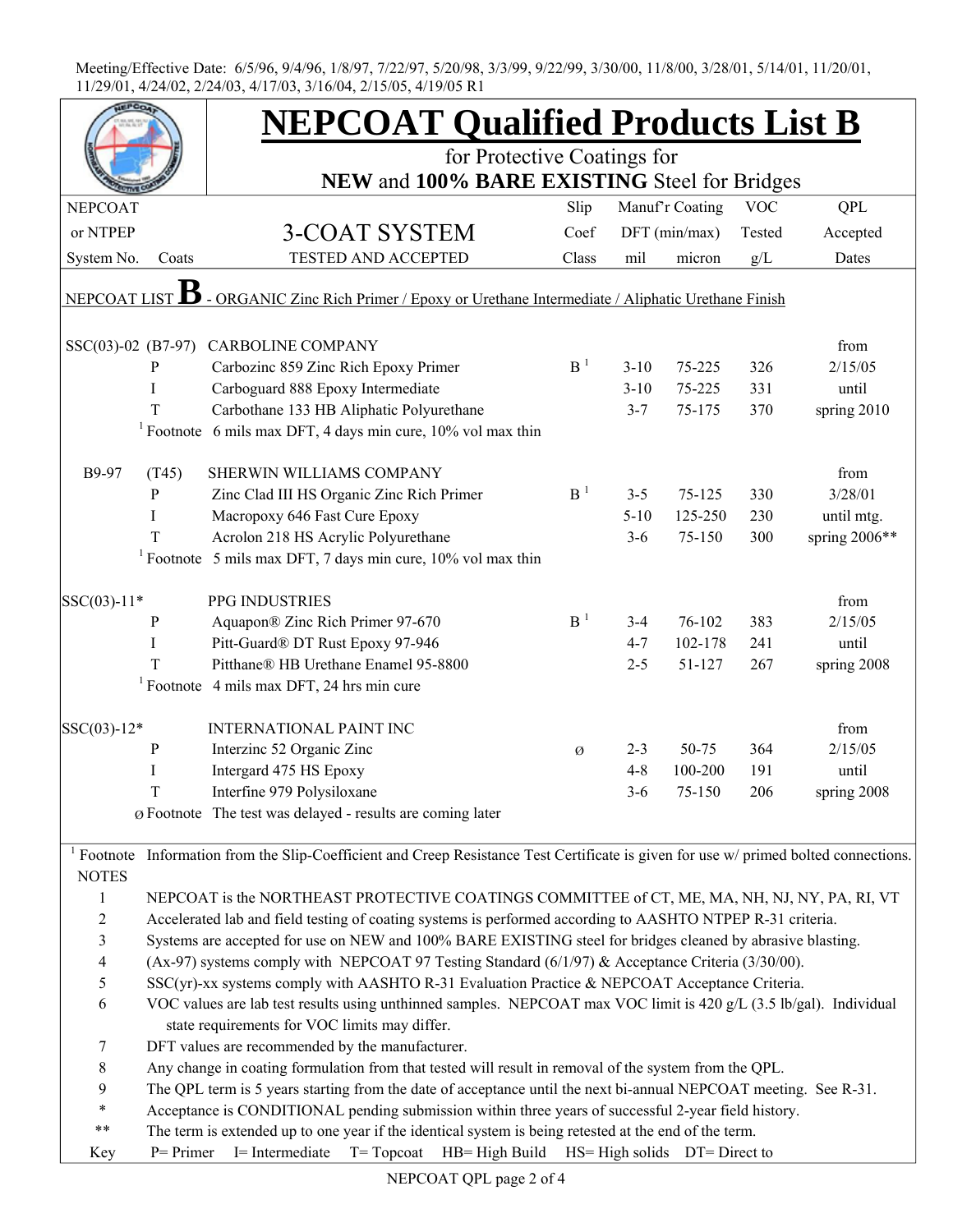Meeting/Effective Date: 6/5/96, 9/4/96, 1/8/97, 7/22/97, 5/20/98, 3/3/99, 9/22/99, 3/30/00, 11/8/00, 3/28/01, 5/14/01, 11/20/01, 11/29/01, 4/24/02, 2/24/03, 4/17/03, 3/16/04, 2/15/05, 4/19/05 R1

# NEPCOAT Qualified Products List B

## for Protective Coatings for **NEW** and **100% BARE EXISTING** Steel for Bridges

| NEPCOAT or NTPEP System No. | Coats | 3-COAT SYSTEM TESTED AND ACCEPTED | Slip Coef Class | Manuf'r Coating DFT (min/max) mil | micron | VOC Tested g/L | QPL Accepted Dates |
|---|---|---|---|---|---|---|---|
| NEPCOAT LIST **B** - ORGANIC Zinc Rich Primer / Epoxy or Urethane Intermediate / Aliphatic Urethane Finish | | | | | | | |
| SSC(03)-02 | (B7-97) | CARBOLINE COMPANY | | | | | from |
| | P | Carbozinc 859 Zinc Rich Epoxy Primer | B [1] | 3-10 | 75-225 | 326 | 2/15/05 |
| | I | Carboguard 888 Epoxy Intermediate | | 3-10 | 75-225 | 331 | until |
| | T | Carbothane 133 HB Aliphatic Polyurethane | | 3-7 | 75-175 | 370 | spring 2010 |
| | [1] Footnote | 6 mils max DFT, 4 days min cure, 10% vol max thin | | | | | |
| B9-97 | (T45) | SHERWIN WILLIAMS COMPANY | | | | | from |
| | P | Zinc Clad III HS Organic Zinc Rich Primer | B [1] | 3-5 | 75-125 | 330 | 3/28/01 |
| | I | Macropoxy 646 Fast Cure Epoxy | | 5-10 | 125-250 | 230 | until mtg. |
| | T | Acrolon 218 HS Acrylic Polyurethane | | 3-6 | 75-150 | 300 | spring 2006** |
| | [1] Footnote | 5 mils max DFT, 7 days min cure, 10% vol max thin | | | | | |
| SSC(03)-11* | | PPG INDUSTRIES | | | | | from |
| | P | Aquapon® Zinc Rich Primer 97-670 | B [1] | 3-4 | 76-102 | 383 | 2/15/05 |
| | I | Pitt-Guard® DT Rust Epoxy 97-946 | | 4-7 | 102-178 | 241 | until |
| | T | Pitthane® HB Urethane Enamel 95-8800 | | 2-5 | 51-127 | 267 | spring 2008 |
| | [1] Footnote | 4 mils max DFT, 24 hrs min cure | | | | | |
| SSC(03)-12* | | INTERNATIONAL PAINT INC | | | | | from |
| | P | Interzinc 52 Organic Zinc | ø | 2-3 | 50-75 | 364 | 2/15/05 |
| | I | Intergard 475 HS Epoxy | | 4-8 | 100-200 | 191 | until |
| | T | Interfine 979 Polysiloxane | | 3-6 | 75-150 | 206 | spring 2008 |
| | ø Footnote | The test was delayed - results are coming later | | | | | |

[1] Footnote Information from the Slip-Coefficient and Creep Resistance Test Certificate is given for use w/ primed bolted connections.

NOTES

1. NEPCOAT is the NORTHEAST PROTECTIVE COATINGS COMMITTEE of CT, ME, MA, NH, NJ, NY, PA, RI, VT
2. Accelerated lab and field testing of coating systems is performed according to AASHTO NTPEP R-31 criteria.
3. Systems are accepted for use on NEW and 100% BARE EXISTING steel for bridges cleaned by abrasive blasting.
4. (Ax-97) systems comply with NEPCOAT 97 Testing Standard (6/1/97) & Acceptance Criteria (3/30/00).
5. SSC(yr)-xx systems comply with AASHTO R-31 Evaluation Practice & NEPCOAT Acceptance Criteria.
6. VOC values are lab test results using unthinned samples. NEPCOAT max VOC limit is 420 g/L (3.5 lb/gal). Individual state requirements for VOC limits may differ.
7. DFT values are recommended by the manufacturer.
8. Any change in coating formulation from that tested will result in removal of the system from the QPL.
9. The QPL term is 5 years starting from the date of acceptance until the next bi-annual NEPCOAT meeting. See R-31.

\* Acceptance is CONDITIONAL pending submission within three years of successful 2-year field history.

\*\* The term is extended up to one year if the identical system is being retested at the end of the term.

Key P= Primer I= Intermediate T= Topcoat HB= High Build HS= High solids DT= Direct to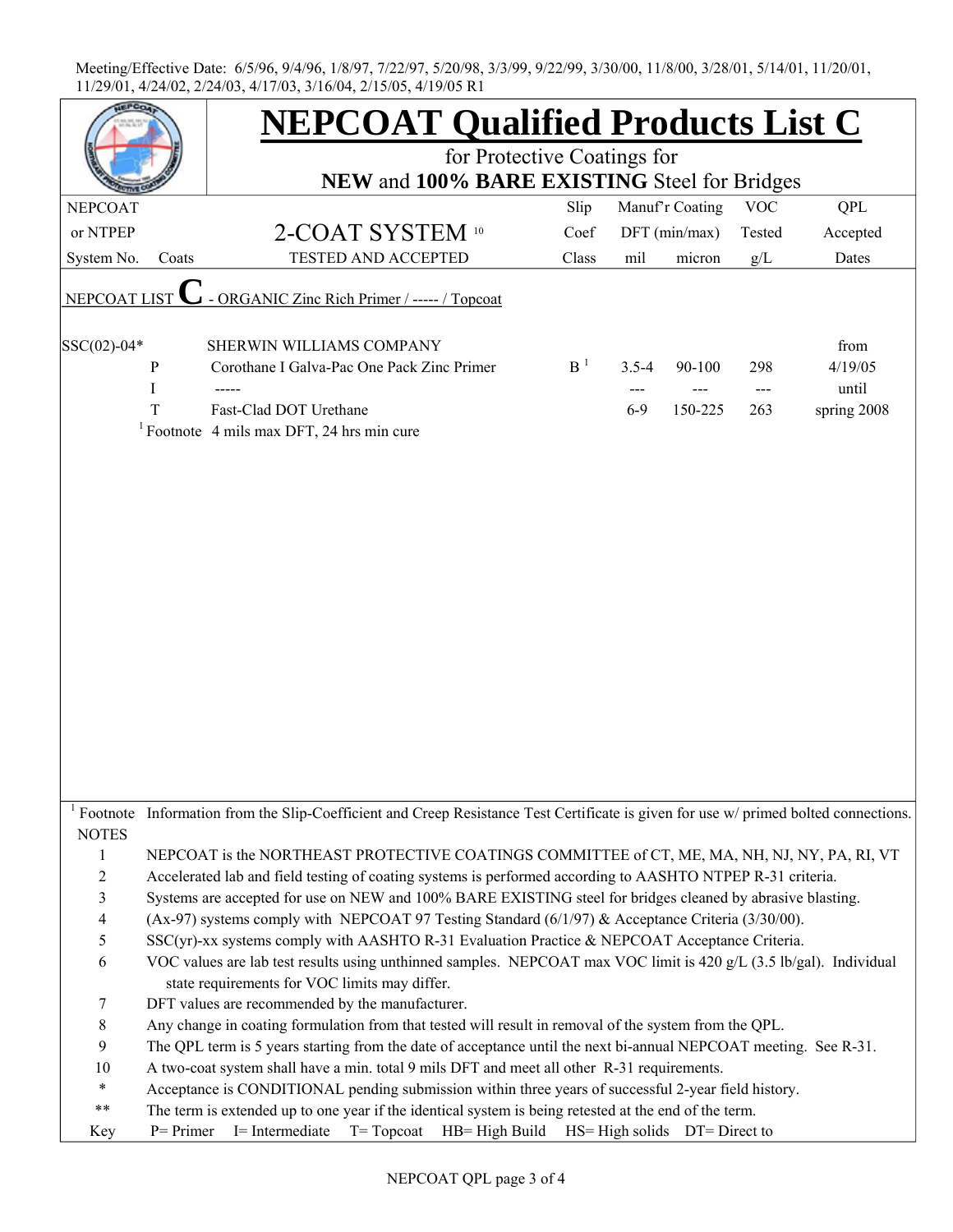Meeting/Effective Date: 6/5/96, 9/4/96, 1/8/97, 7/22/97, 5/20/98, 3/3/99, 9/22/99, 3/30/00, 11/8/00, 3/28/01, 5/14/01, 11/20/01, 11/29/01, 4/24/02, 2/24/03, 4/17/03, 3/16/04, 2/15/05, 4/19/05 R1

# NEPCOAT Qualified Products List C

for Protective Coatings for
**NEW** and **100% BARE EXISTING** Steel for Bridges

| NEPCOAT or NTPEP System No. | Coats | 2-COAT SYSTEM [10] TESTED AND ACCEPTED | Slip Coef Class | Manuf'r Coating DFT (min/max) mil | micron | VOC Tested g/L | QPL Accepted Dates |
|---|---|---|---|---|---|---|---|
| NEPCOAT LIST **C** - ORGANIC Zinc Rich Primer / ----- / Topcoat | | | | | | | |
| SSC(02)-04* | | SHERWIN WILLIAMS COMPANY | | | | | from |
| | P | Corothane I Galva-Pac One Pack Zinc Primer | B [1] | 3.5-4 | 90-100 | 298 | 4/19/05 |
| | I | ----- | | --- | --- | --- | until |
| | T | Fast-Clad DOT Urethane | | 6-9 | 150-225 | 263 | spring 2008 |

[1] Footnote 4 mils max DFT, 24 hrs min cure

[1] Footnote Information from the Slip-Coefficient and Creep Resistance Test Certificate is given for use w/ primed bolted connections.

NOTES

1. NEPCOAT is the NORTHEAST PROTECTIVE COATINGS COMMITTEE of CT, ME, MA, NH, NJ, NY, PA, RI, VT
2. Accelerated lab and field testing of coating systems is performed according to AASHTO NTPEP R-31 criteria.
3. Systems are accepted for use on NEW and 100% BARE EXISTING steel for bridges cleaned by abrasive blasting.
4. (Ax-97) systems comply with NEPCOAT 97 Testing Standard (6/1/97) & Acceptance Criteria (3/30/00).
5. SSC(yr)-xx systems comply with AASHTO R-31 Evaluation Practice & NEPCOAT Acceptance Criteria.
6. VOC values are lab test results using unthinned samples. NEPCOAT max VOC limit is 420 g/L (3.5 lb/gal). Individual state requirements for VOC limits may differ.
7. DFT values are recommended by the manufacturer.
8. Any change in coating formulation from that tested will result in removal of the system from the QPL.
9. The QPL term is 5 years starting from the date of acceptance until the next bi-annual NEPCOAT meeting. See R-31.
10. A two-coat system shall have a min. total 9 mils DFT and meet all other R-31 requirements.

\* Acceptance is CONDITIONAL pending submission within three years of successful 2-year field history.

\*\* The term is extended up to one year if the identical system is being retested at the end of the term.

Key: P= Primer I= Intermediate T= Topcoat HB= High Build HS= High solids DT= Direct to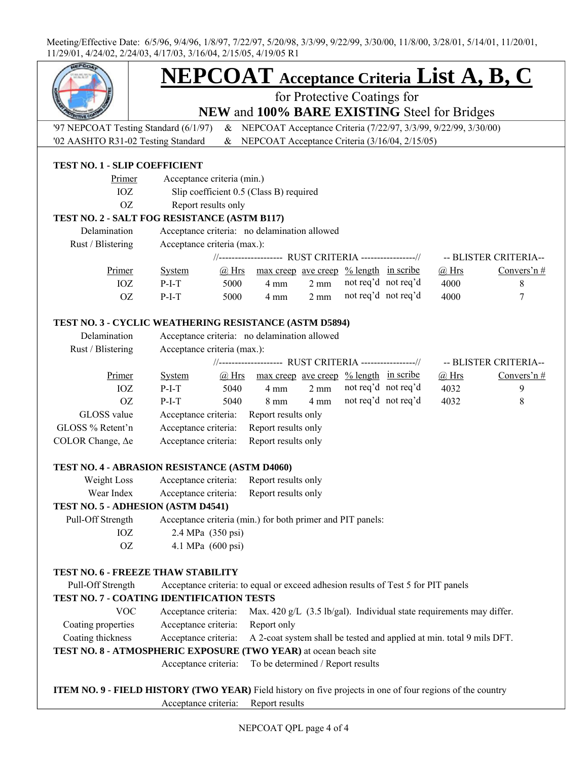Meeting/Effective Date: 6/5/96, 9/4/96, 1/8/97, 7/22/97, 5/20/98, 3/3/99, 9/22/99, 3/30/00, 11/8/00, 3/28/01, 5/14/01, 11/20/01, 11/29/01, 4/24/02, 2/24/03, 4/17/03, 3/16/04, 2/15/05, 4/19/05 R1

# NEPCOAT Acceptance Criteria List A, B, C

for Protective Coatings for

**NEW** and **100% BARE EXISTING** Steel for Bridges

'97 NEPCOAT Testing Standard (6/1/97) & NEPCOAT Acceptance Criteria (7/22/97, 3/3/99, 9/22/99, 3/30/00)

'02 AASHTO R31-02 Testing Standard & NEPCOAT Acceptance Criteria (3/16/04, 2/15/05)

**TEST NO. 1 - SLIP COEFFICIENT**

| Primer | Acceptance criteria (min.) |
|---|---|
| IOZ | Slip coefficient 0.5 (Class B) required |
| OZ | Report results only |

**TEST NO. 2 - SALT FOG RESISTANCE (ASTM B117)**

Delamination Acceptance criteria: no delamination allowed

Rust / Blistering Acceptance criteria (max.):

| | | RUST CRITERIA | | | | | BLISTER CRITERIA | |
|---|---|---|---|---|---|---|---|---|
| Primer | System | @ Hrs | max creep | ave creep | % length | in scribe | @ Hrs | Convers'n # |
| IOZ | P-I-T | 5000 | 4 mm | 2 mm | not req'd | not req'd | 4000 | 8 |
| OZ | P-I-T | 5000 | 4 mm | 2 mm | not req'd | not req'd | 4000 | 7 |

**TEST NO. 3 - CYCLIC WEATHERING RESISTANCE (ASTM D5894)**

Delamination Acceptance criteria: no delamination allowed

Rust / Blistering Acceptance criteria (max.):

| | | RUST CRITERIA | | | | | BLISTER CRITERIA | |
|---|---|---|---|---|---|---|---|---|
| Primer | System | @ Hrs | max creep | ave creep | % length | in scribe | @ Hrs | Convers'n # |
| IOZ | P-I-T | 5040 | 4 mm | 2 mm | not req'd | not req'd | 4032 | 9 |
| OZ | P-I-T | 5040 | 8 mm | 4 mm | not req'd | not req'd | 4032 | 8 |

GLOSS value Acceptance criteria: Report results only

GLOSS % Retent'n Acceptance criteria: Report results only

COLOR Change, Δe Acceptance criteria: Report results only

**TEST NO. 4 - ABRASION RESISTANCE (ASTM D4060)**

Weight Loss Acceptance criteria: Report results only

Wear Index Acceptance criteria: Report results only

**TEST NO. 5 - ADHESION (ASTM D4541)**

Pull-Off Strength Acceptance criteria (min.) for both primer and PIT panels:

- IOZ 2.4 MPa (350 psi)
- OZ 4.1 MPa (600 psi)

**TEST NO. 6 - FREEZE THAW STABILITY**

Pull-Off Strength Acceptance criteria: to equal or exceed adhesion results of Test 5 for PIT panels

**TEST NO. 7 - COATING IDENTIFICATION TESTS**

VOC Acceptance criteria: Max. 420 g/L (3.5 lb/gal). Individual state requirements may differ.

Coating properties Acceptance criteria: Report only

Coating thickness Acceptance criteria: A 2-coat system shall be tested and applied at min. total 9 mils DFT.

**TEST NO. 8 - ATMOSPHERIC EXPOSURE (TWO YEAR)** at ocean beach site

Acceptance criteria: To be determined / Report results

**ITEM NO. 9 - FIELD HISTORY (TWO YEAR)** Field history on five projects in one of four regions of the country

Acceptance criteria: Report results